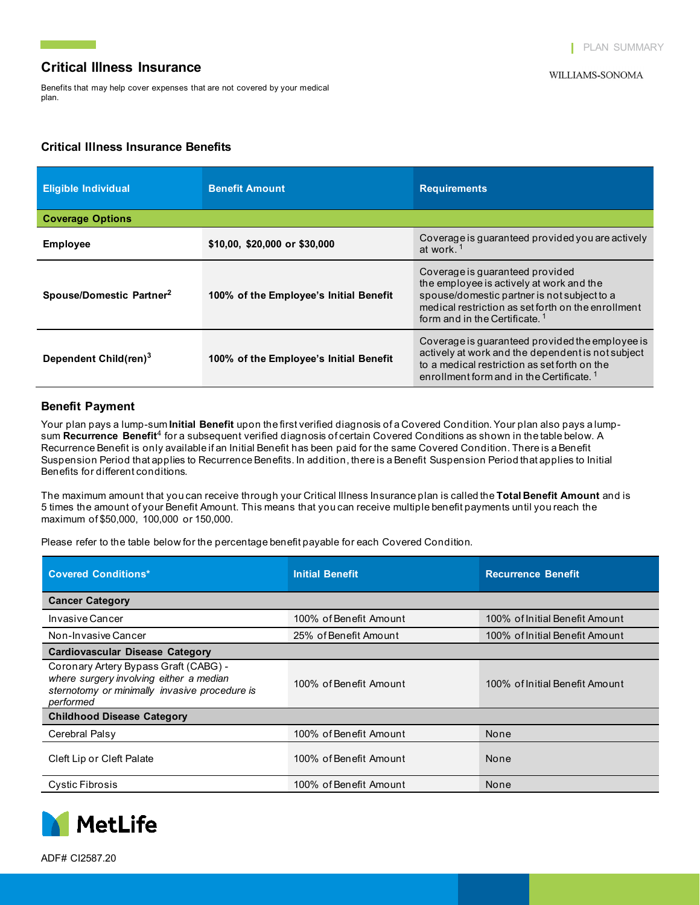PLAN SUMMARY

WILLIAMS-SONOMA

# Critical Illness Insurance

Benefits that may help cover expenses that are not covered by your medical plan.

## Critical Illness Insurance Benefits

| Eligible Individual | Benefit Amount | Requirements |
|---|---|---|
| **Coverage Options** | | |
| **Employee** | **$10,00, $20,000 or $30,000** | Coverage is guaranteed provided you are actively at work. [1] |
| **Spouse/Domestic Partner**[2] | **100% of the Employee's Initial Benefit** | Coverage is guaranteed provided the employee is actively at work and the spouse/domestic partner is not subject to a medical restriction as set forth on the enrollment form and in the Certificate. [1] |
| **Dependent Child(ren)**[3] | **100% of the Employee's Initial Benefit** | Coverage is guaranteed provided the employee is actively at work and the dependent is not subject to a medical restriction as set forth on the enrollment form and in the Certificate. [1] |

## Benefit Payment

Your plan pays a lump-sum **Initial Benefit** upon the first verified diagnosis of a Covered Condition. Your plan also pays a lump-sum **Recurrence Benefit**[4] for a subsequent verified diagnosis of certain Covered Conditions as shown in the table below. A Recurrence Benefit is only available if an Initial Benefit has been paid for the same Covered Condition. There is a Benefit Suspension Period that applies to Recurrence Benefits. In addition, there is a Benefit Suspension Period that applies to Initial Benefits for different conditions.

The maximum amount that you can receive through your Critical Illness Insurance plan is called the **Total Benefit Amount** and is 5 times the amount of your Benefit Amount. This means that you can receive multiple benefit payments until you reach the maximum of $50,000, 100,000 or 150,000.

Please refer to the table below for the percentage benefit payable for each Covered Condition.

| Covered Conditions* | Initial Benefit | Recurrence Benefit |
|---|---|---|
| **Cancer Category** | | |
| Invasive Cancer | 100% of Benefit Amount | 100% of Initial Benefit Amount |
| Non-Invasive Cancer | 25% of Benefit Amount | 100% of Initial Benefit Amount |
| **Cardiovascular Disease Category** | | |
| Coronary Artery Bypass Graft (CABG) - *where surgery involving either a median sternotomy or minimally invasive procedure is performed* | 100% of Benefit Amount | 100% of Initial Benefit Amount |
| **Childhood Disease Category** | | |
| Cerebral Palsy | 100% of Benefit Amount | None |
| Cleft Lip or Cleft Palate | 100% of Benefit Amount | None |
| Cystic Fibrosis | 100% of Benefit Amount | None |

MetLife

ADF# CI2587.20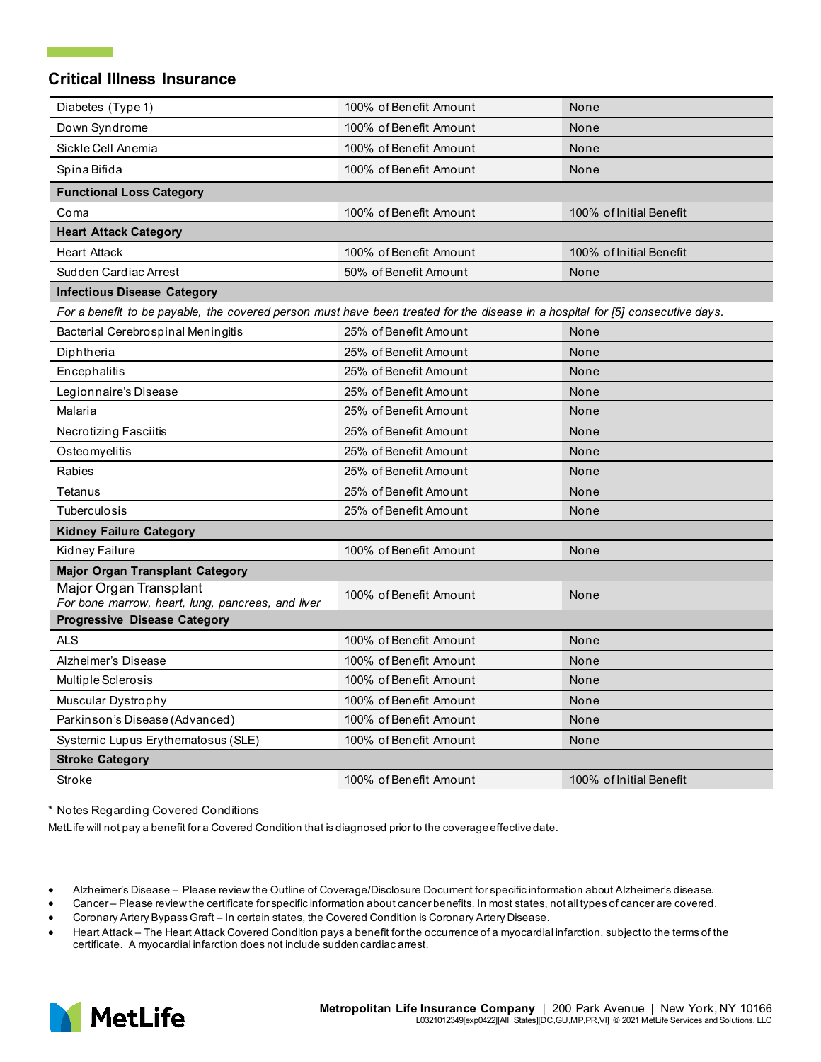## Critical Illness Insurance

| | | |
|---|---|---|
| Diabetes (Type 1) | 100% of Benefit Amount | None |
| Down Syndrome | 100% of Benefit Amount | None |
| Sickle Cell Anemia | 100% of Benefit Amount | None |
| Spina Bifida | 100% of Benefit Amount | None |
| **Functional Loss Category** | | |
| Coma | 100% of Benefit Amount | 100% of Initial Benefit |
| **Heart Attack Category** | | |
| Heart Attack | 100% of Benefit Amount | 100% of Initial Benefit |
| Sudden Cardiac Arrest | 50% of Benefit Amount | None |
| **Infectious Disease Category** | | |
| *For a benefit to be payable, the covered person must have been treated for the disease in a hospital for [5] consecutive days.* | | |
| Bacterial Cerebrospinal Meningitis | 25% of Benefit Amount | None |
| Diphtheria | 25% of Benefit Amount | None |
| Encephalitis | 25% of Benefit Amount | None |
| Legionnaire's Disease | 25% of Benefit Amount | None |
| Malaria | 25% of Benefit Amount | None |
| Necrotizing Fasciitis | 25% of Benefit Amount | None |
| Osteomyelitis | 25% of Benefit Amount | None |
| Rabies | 25% of Benefit Amount | None |
| Tetanus | 25% of Benefit Amount | None |
| Tuberculosis | 25% of Benefit Amount | None |
| **Kidney Failure Category** | | |
| Kidney Failure | 100% of Benefit Amount | None |
| **Major Organ Transplant Category** | | |
| Major Organ Transplant *For bone marrow, heart, lung, pancreas, and liver* | 100% of Benefit Amount | None |
| **Progressive Disease Category** | | |
| ALS | 100% of Benefit Amount | None |
| Alzheimer's Disease | 100% of Benefit Amount | None |
| Multiple Sclerosis | 100% of Benefit Amount | None |
| Muscular Dystrophy | 100% of Benefit Amount | None |
| Parkinson's Disease (Advanced) | 100% of Benefit Amount | None |
| Systemic Lupus Erythematosus (SLE) | 100% of Benefit Amount | None |
| **Stroke Category** | | |
| Stroke | 100% of Benefit Amount | 100% of Initial Benefit |

\* Notes Regarding Covered Conditions

MetLife will not pay a benefit for a Covered Condition that is diagnosed prior to the coverage effective date.

- Alzheimer's Disease – Please review the Outline of Coverage/Disclosure Document for specific information about Alzheimer's disease.
- Cancer – Please review the certificate for specific information about cancer benefits. In most states, not all types of cancer are covered.
- Coronary Artery Bypass Graft – In certain states, the Covered Condition is Coronary Artery Disease.
- Heart Attack – The Heart Attack Covered Condition pays a benefit for the occurrence of a myocardial infarction, subject to the terms of the certificate. A myocardial infarction does not include sudden cardiac arrest.

**Metropolitan Life Insurance Company** | 200 Park Avenue | New York, NY 10166
L0321012349[exp0422][All States][DC,GU,MP,PR,VI] © 2021 MetLife Services and Solutions, LLC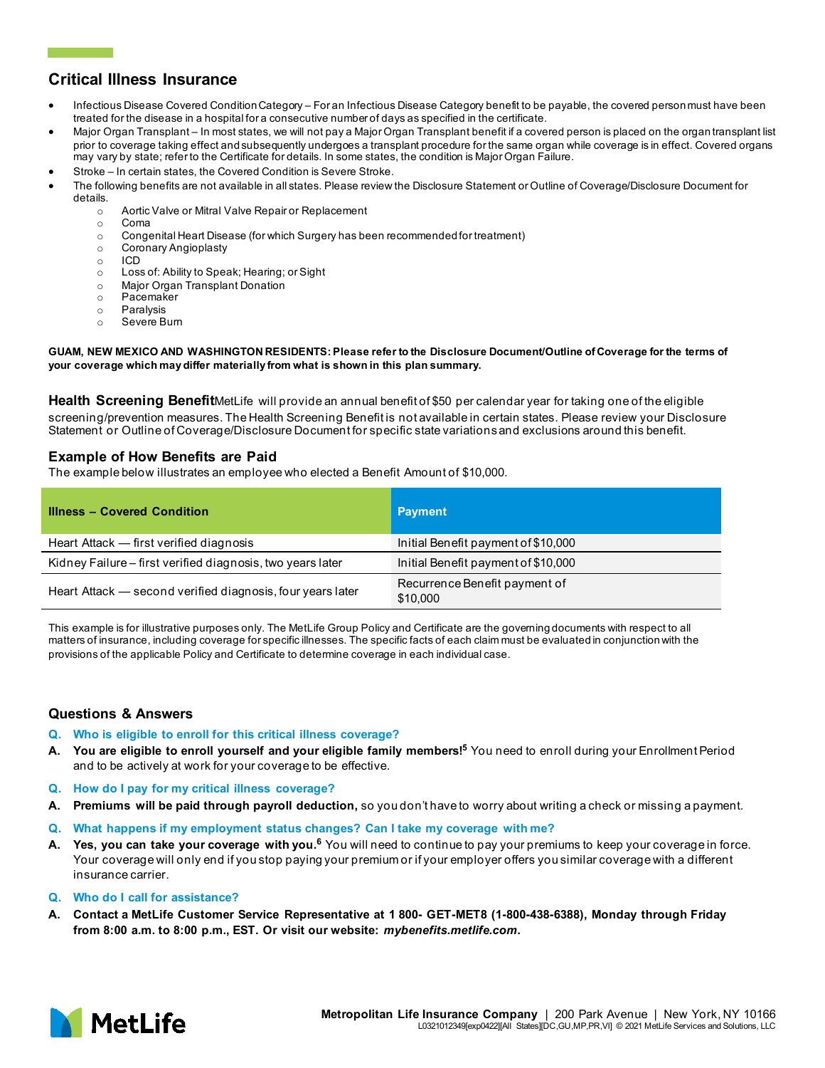## Critical Illness Insurance

- Infectious Disease Covered Condition Category – For an Infectious Disease Category benefit to be payable, the covered person must have been treated for the disease in a hospital for a consecutive number of days as specified in the certificate.
- Major Organ Transplant – In most states, we will not pay a Major Organ Transplant benefit if a covered person is placed on the organ transplant list prior to coverage taking effect and subsequently undergoes a transplant procedure for the same organ while coverage is in effect. Covered organs may vary by state; refer to the Certificate for details. In some states, the condition is Major Organ Failure.
- Stroke – In certain states, the Covered Condition is Severe Stroke.
- The following benefits are not available in all states. Please review the Disclosure Statement or Outline of Coverage/Disclosure Document for details.
  - Aortic Valve or Mitral Valve Repair or Replacement
  - Coma
  - Congenital Heart Disease (for which Surgery has been recommended for treatment)
  - Coronary Angioplasty
  - ICD
  - Loss of: Ability to Speak; Hearing; or Sight
  - Major Organ Transplant Donation
  - Pacemaker
  - Paralysis
  - Severe Burn

**GUAM, NEW MEXICO AND WASHINGTON RESIDENTS: Please refer to the Disclosure Document/Outline of Coverage for the terms of your coverage which may differ materially from what is shown in this plan summary.**

**Health Screening Benefit** MetLife will provide an annual benefit of $50 per calendar year for taking one of the eligible screening/prevention measures. The Health Screening Benefit is not available in certain states. Please review your Disclosure Statement or Outline of Coverage/Disclosure Document for specific state variations and exclusions around this benefit.

### Example of How Benefits are Paid

The example below illustrates an employee who elected a Benefit Amount of $10,000.

| Illness – Covered Condition | Payment |
|---|---|
| Heart Attack — first verified diagnosis | Initial Benefit payment of $10,000 |
| Kidney Failure – first verified diagnosis, two years later | Initial Benefit payment of $10,000 |
| Heart Attack — second verified diagnosis, four years later | Recurrence Benefit payment of $10,000 |

This example is for illustrative purposes only. The MetLife Group Policy and Certificate are the governing documents with respect to all matters of insurance, including coverage for specific illnesses. The specific facts of each claim must be evaluated in conjunction with the provisions of the applicable Policy and Certificate to determine coverage in each individual case.

### Questions & Answers

**Q. Who is eligible to enroll for this critical illness coverage?**

**A. You are eligible to enroll yourself and your eligible family members![5]** You need to enroll during your Enrollment Period and to be actively at work for your coverage to be effective.

**Q. How do I pay for my critical illness coverage?**

**A. Premiums will be paid through payroll deduction,** so you don't have to worry about writing a check or missing a payment.

**Q. What happens if my employment status changes? Can I take my coverage with me?**

**A. Yes, you can take your coverage with you.[6]** You will need to continue to pay your premiums to keep your coverage in force. Your coverage will only end if you stop paying your premium or if your employer offers you similar coverage with a different insurance carrier.

**Q. Who do I call for assistance?**

**A. Contact a MetLife Customer Service Representative at 1 800- GET-MET8 (1-800-438-6388), Monday through Friday from 8:00 a.m. to 8:00 p.m., EST. Or visit our website: *mybenefits.metlife.com*.**

**Metropolitan Life Insurance Company** | 200 Park Avenue | New York, NY 10166
L0321012349[exp0422][All States][DC,GU,MP,PR,VI] © 2021 MetLife Services and Solutions, LLC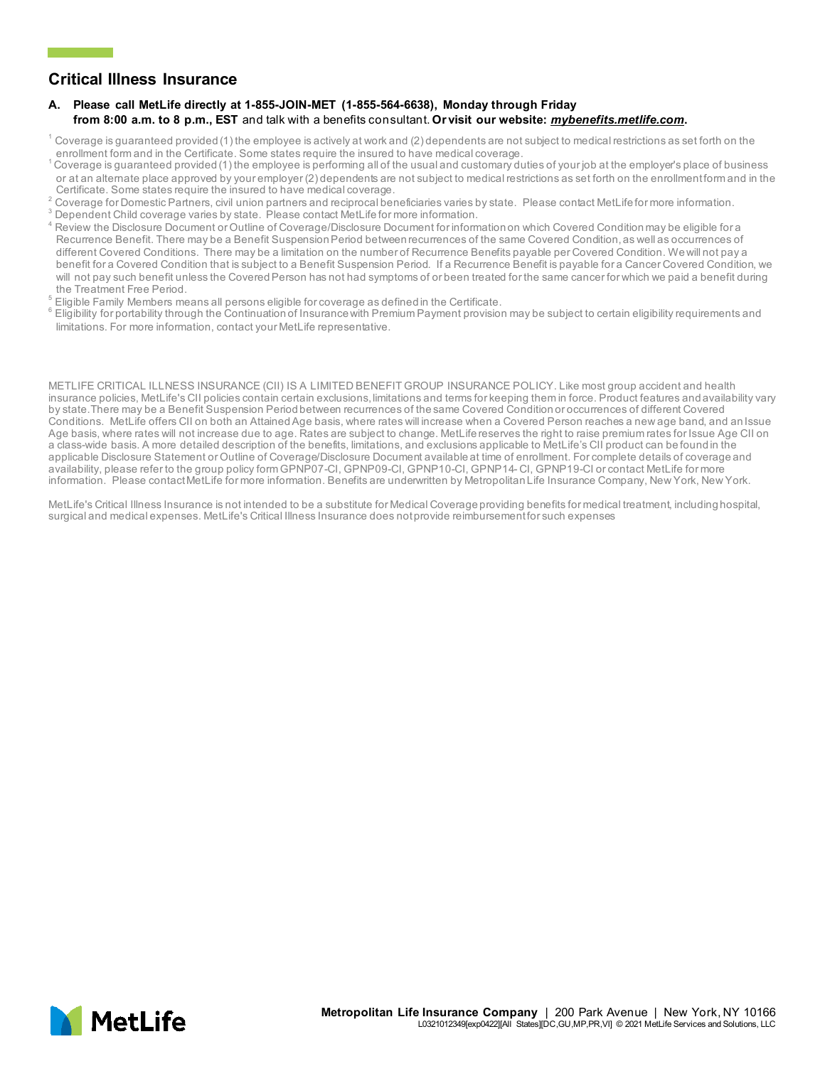## Critical Illness Insurance

**A. Please call MetLife directly at 1-855-JOIN-MET (1-855-564-6638), Monday through Friday from 8:00 a.m. to 8 p.m., EST** and talk with a benefits consultant. **Or visit our website: *mybenefits.metlife.com*.**

[1] Coverage is guaranteed provided (1) the employee is actively at work and (2) dependents are not subject to medical restrictions as set forth on the enrollment form and in the Certificate. Some states require the insured to have medical coverage.

[1] Coverage is guaranteed provided (1) the employee is performing all of the usual and customary duties of your job at the employer's place of business or at an alternate place approved by your employer (2) dependents are not subject to medical restrictions as set forth on the enrollment form and in the Certificate. Some states require the insured to have medical coverage.

[2] Coverage for Domestic Partners, civil union partners and reciprocal beneficiaries varies by state. Please contact MetLife for more information.

[3] Dependent Child coverage varies by state. Please contact MetLife for more information.

[4] Review the Disclosure Document or Outline of Coverage/Disclosure Document for information on which Covered Condition may be eligible for a Recurrence Benefit. There may be a Benefit Suspension Period between recurrences of the same Covered Condition, as well as occurrences of different Covered Conditions. There may be a limitation on the number of Recurrence Benefits payable per Covered Condition. We will not pay a benefit for a Covered Condition that is subject to a Benefit Suspension Period. If a Recurrence Benefit is payable for a Cancer Covered Condition, we will not pay such benefit unless the Covered Person has not had symptoms of or been treated for the same cancer for which we paid a benefit during the Treatment Free Period.

[5] Eligible Family Members means all persons eligible for coverage as defined in the Certificate.

[6] Eligibility for portability through the Continuation of Insurance with Premium Payment provision may be subject to certain eligibility requirements and limitations. For more information, contact your MetLife representative.

METLIFE CRITICAL ILLNESS INSURANCE (CII) IS A LIMITED BENEFIT GROUP INSURANCE POLICY. Like most group accident and health insurance policies, MetLife's CII policies contain certain exclusions, limitations and terms for keeping them in force. Product features and availability vary by state. There may be a Benefit Suspension Period between recurrences of the same Covered Condition or occurrences of different Covered Conditions. MetLife offers CII on both an Attained Age basis, where rates will increase when a Covered Person reaches a new age band, and an Issue Age basis, where rates will not increase due to age. Rates are subject to change. MetLife reserves the right to raise premium rates for Issue Age CII on a class-wide basis. A more detailed description of the benefits, limitations, and exclusions applicable to MetLife's CII product can be found in the applicable Disclosure Statement or Outline of Coverage/Disclosure Document available at time of enrollment. For complete details of coverage and availability, please refer to the group policy form GPNP07-CI, GPNP09-CI, GPNP10-CI, GPNP14- CI, GPNP19-CI or contact MetLife for more information. Please contact MetLife for more information. Benefits are underwritten by Metropolitan Life Insurance Company, New York, New York.

MetLife's Critical Illness Insurance is not intended to be a substitute for Medical Coverage providing benefits for medical treatment, including hospital, surgical and medical expenses. MetLife's Critical Illness Insurance does not provide reimbursement for such expenses

MetLife

**Metropolitan Life Insurance Company** | 200 Park Avenue | New York, NY 10166
L0321012349[exp0422][All States][DC,GU,MP,PR,VI] © 2021 MetLife Services and Solutions, LLC